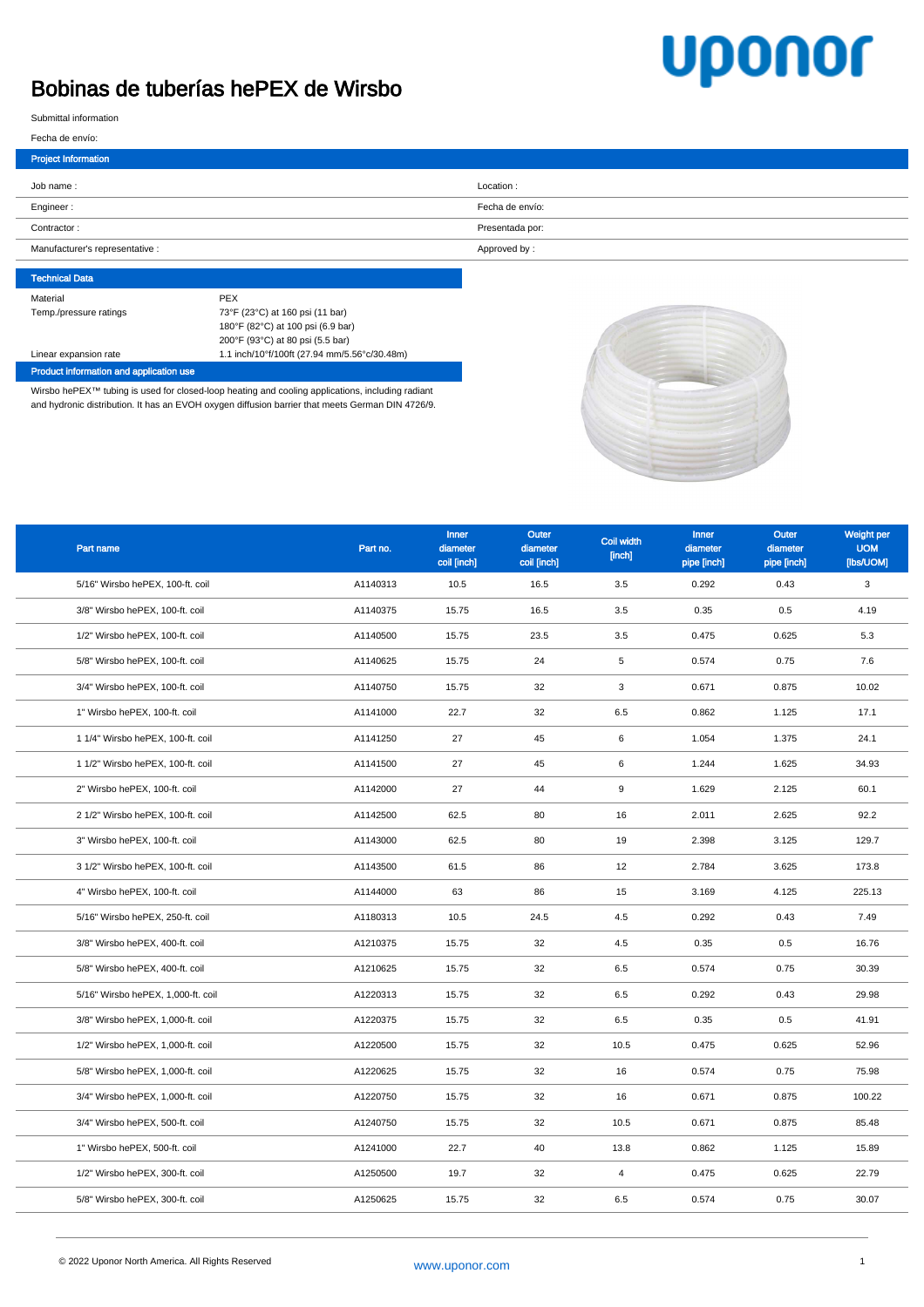# Bobinas de tuberías hePEX de Wirsbo

Submittal information

Fecha de envío:

## Project Information

| | |
|---|---|
| Job name : | Location : |
| Engineer : | Fecha de envío: |
| Contractor : | Presentada por: |
| Manufacturer's representative : | Approved by : |

## Technical Data

| | |
|---|---|
| Material | PEX |
| Temp./pressure ratings | 73°F (23°C) at 160 psi (11 bar)<br>180°F (82°C) at 100 psi (6.9 bar)<br>200°F (93°C) at 80 psi (5.5 bar) |
| Linear expansion rate | 1.1 inch/10°f/100ft (27.94 mm/5.56°c/30.48m) |

## Product information and application use

Wirsbo hePEX™ tubing is used for closed-loop heating and cooling applications, including radiant and hydronic distribution. It has an EVOH oxygen diffusion barrier that meets German DIN 4726/9.

| Part name | Part no. | Inner diameter coil [inch] | Outer diameter coil [inch] | Coil width [inch] | Inner diameter pipe [inch] | Outer diameter pipe [inch] | Weight per UOM [lbs/UOM] |
|---|---|---|---|---|---|---|---|
| 5/16" Wirsbo hePEX, 100-ft. coil | A1140313 | 10.5 | 16.5 | 3.5 | 0.292 | 0.43 | 3 |
| 3/8" Wirsbo hePEX, 100-ft. coil | A1140375 | 15.75 | 16.5 | 3.5 | 0.35 | 0.5 | 4.19 |
| 1/2" Wirsbo hePEX, 100-ft. coil | A1140500 | 15.75 | 23.5 | 3.5 | 0.475 | 0.625 | 5.3 |
| 5/8" Wirsbo hePEX, 100-ft. coil | A1140625 | 15.75 | 24 | 5 | 0.574 | 0.75 | 7.6 |
| 3/4" Wirsbo hePEX, 100-ft. coil | A1140750 | 15.75 | 32 | 3 | 0.671 | 0.875 | 10.02 |
| 1" Wirsbo hePEX, 100-ft. coil | A1141000 | 22.7 | 32 | 6.5 | 0.862 | 1.125 | 17.1 |
| 1 1/4" Wirsbo hePEX, 100-ft. coil | A1141250 | 27 | 45 | 6 | 1.054 | 1.375 | 24.1 |
| 1 1/2" Wirsbo hePEX, 100-ft. coil | A1141500 | 27 | 45 | 6 | 1.244 | 1.625 | 34.93 |
| 2" Wirsbo hePEX, 100-ft. coil | A1142000 | 27 | 44 | 9 | 1.629 | 2.125 | 60.1 |
| 2 1/2" Wirsbo hePEX, 100-ft. coil | A1142500 | 62.5 | 80 | 16 | 2.011 | 2.625 | 92.2 |
| 3" Wirsbo hePEX, 100-ft. coil | A1143000 | 62.5 | 80 | 19 | 2.398 | 3.125 | 129.7 |
| 3 1/2" Wirsbo hePEX, 100-ft. coil | A1143500 | 61.5 | 86 | 12 | 2.784 | 3.625 | 173.8 |
| 4" Wirsbo hePEX, 100-ft. coil | A1144000 | 63 | 86 | 15 | 3.169 | 4.125 | 225.13 |
| 5/16" Wirsbo hePEX, 250-ft. coil | A1180313 | 10.5 | 24.5 | 4.5 | 0.292 | 0.43 | 7.49 |
| 3/8" Wirsbo hePEX, 400-ft. coil | A1210375 | 15.75 | 32 | 4.5 | 0.35 | 0.5 | 16.76 |
| 5/8" Wirsbo hePEX, 400-ft. coil | A1210625 | 15.75 | 32 | 6.5 | 0.574 | 0.75 | 30.39 |
| 5/16" Wirsbo hePEX, 1,000-ft. coil | A1220313 | 15.75 | 32 | 6.5 | 0.292 | 0.43 | 29.98 |
| 3/8" Wirsbo hePEX, 1,000-ft. coil | A1220375 | 15.75 | 32 | 6.5 | 0.35 | 0.5 | 41.91 |
| 1/2" Wirsbo hePEX, 1,000-ft. coil | A1220500 | 15.75 | 32 | 10.5 | 0.475 | 0.625 | 52.96 |
| 5/8" Wirsbo hePEX, 1,000-ft. coil | A1220625 | 15.75 | 32 | 16 | 0.574 | 0.75 | 75.98 |
| 3/4" Wirsbo hePEX, 1,000-ft. coil | A1220750 | 15.75 | 32 | 16 | 0.671 | 0.875 | 100.22 |
| 3/4" Wirsbo hePEX, 500-ft. coil | A1240750 | 15.75 | 32 | 10.5 | 0.671 | 0.875 | 85.48 |
| 1" Wirsbo hePEX, 500-ft. coil | A1241000 | 22.7 | 40 | 13.8 | 0.862 | 1.125 | 15.89 |
| 1/2" Wirsbo hePEX, 300-ft. coil | A1250500 | 19.7 | 32 | 4 | 0.475 | 0.625 | 22.79 |
| 5/8" Wirsbo hePEX, 300-ft. coil | A1250625 | 15.75 | 32 | 6.5 | 0.574 | 0.75 | 30.07 |

© 2022 Uponor North America. All Rights Reserved

www.uponor.com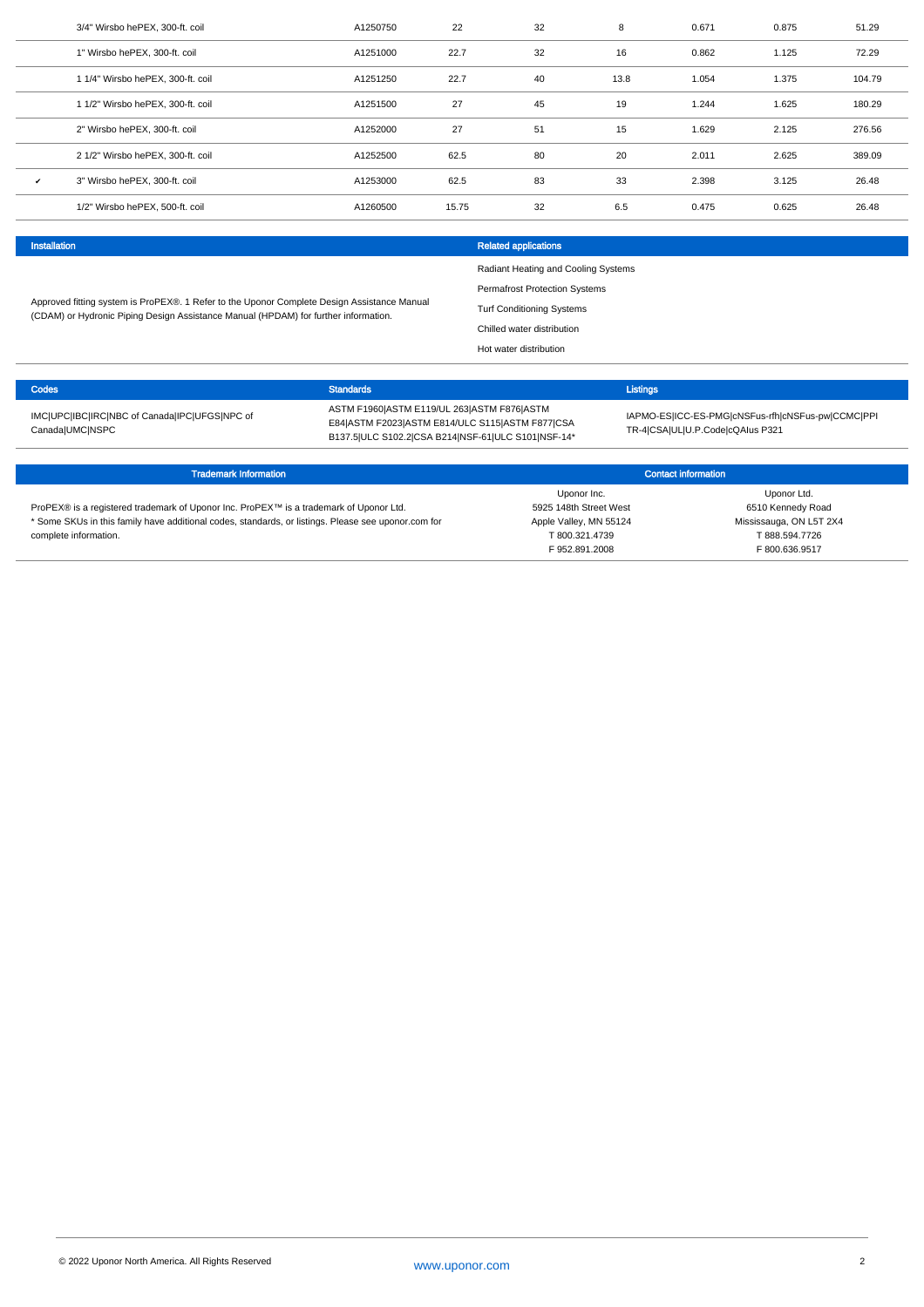| | | | | | | | | |
|---|---|---|---|---|---|---|---|---|
| | 3/4" Wirsbo hePEX, 300-ft. coil | A1250750 | 22 | 32 | 8 | 0.671 | 0.875 | 51.29 |
| | 1" Wirsbo hePEX, 300-ft. coil | A1251000 | 22.7 | 32 | 16 | 0.862 | 1.125 | 72.29 |
| | 1 1/4" Wirsbo hePEX, 300-ft. coil | A1251250 | 22.7 | 40 | 13.8 | 1.054 | 1.375 | 104.79 |
| | 1 1/2" Wirsbo hePEX, 300-ft. coil | A1251500 | 27 | 45 | 19 | 1.244 | 1.625 | 180.29 |
| | 2" Wirsbo hePEX, 300-ft. coil | A1252000 | 27 | 51 | 15 | 1.629 | 2.125 | 276.56 |
| | 2 1/2" Wirsbo hePEX, 300-ft. coil | A1252500 | 62.5 | 80 | 20 | 2.011 | 2.625 | 389.09 |
| ✔ | 3" Wirsbo hePEX, 300-ft. coil | A1253000 | 62.5 | 83 | 33 | 2.398 | 3.125 | 26.48 |
| | 1/2" Wirsbo hePEX, 500-ft. coil | A1260500 | 15.75 | 32 | 6.5 | 0.475 | 0.625 | 26.48 |

| Installation | Related applications |
|---|---|
| Approved fitting system is ProPEX®. 1 Refer to the Uponor Complete Design Assistance Manual (CDAM) or Hydronic Piping Design Assistance Manual (HPDAM) for further information. | Radiant Heating and Cooling Systems<br>Permafrost Protection Systems<br>Turf Conditioning Systems<br>Chilled water distribution<br>Hot water distribution |

| Codes | Standards | Listings |
|---|---|---|
| IMC\|UPC\|IBC\|IRC\|NBC of Canada\|IPC\|UFGS\|NPC of Canada\|UMC\|NSPC | ASTM F1960\|ASTM E119/UL 263\|ASTM F876\|ASTM E84\|ASTM F2023\|ASTM E814/ULC S115\|ASTM F877\|CSA B137.5\|ULC S102.2\|CSA B214\|NSF-61\|ULC S101\|NSF-14* | IAPMO-ES\|ICC-ES-PMG\|cNSFus-rfh\|cNSFus-pw\|CCMC\|PPI TR-4\|CSA\|UL\|U.P.Code\|cQAIus P321 |

| Trademark Information | Contact information | |
|---|---|---|
| ProPEX® is a registered trademark of Uponor Inc. ProPEX™ is a trademark of Uponor Ltd.<br>* Some SKUs in this family have additional codes, standards, or listings. Please see uponor.com for complete information. | Uponor Inc.<br>5925 148th Street West<br>Apple Valley, MN 55124<br>T 800.321.4739<br>F 952.891.2008 | Uponor Ltd.<br>6510 Kennedy Road<br>Mississauga, ON L5T 2X4<br>T 888.594.7726<br>F 800.636.9517 |

© 2022 Uponor North America. All Rights Reserved

www.uponor.com